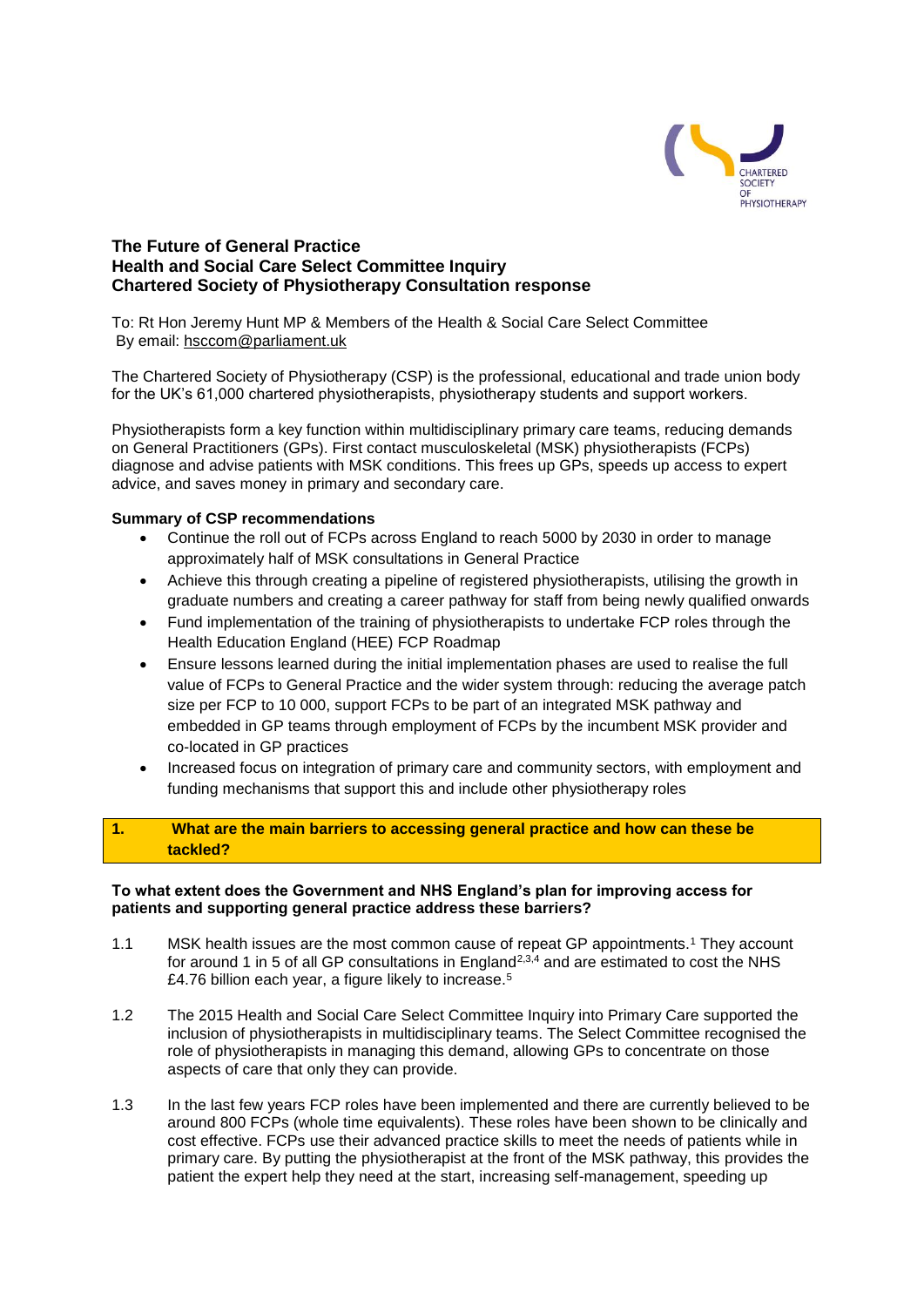# The Future of General Practice
## Health and Social Care Select Committee Inquiry
## Chartered Society of Physiotherapy Consultation response

To: Rt Hon Jeremy Hunt MP & Members of the Health & Social Care Select Committee
By email: hsccom@parliament.uk

The Chartered Society of Physiotherapy (CSP) is the professional, educational and trade union body for the UK's 61,000 chartered physiotherapists, physiotherapy students and support workers.

Physiotherapists form a key function within multidisciplinary primary care teams, reducing demands on General Practitioners (GPs). First contact musculoskeletal (MSK) physiotherapists (FCPs) diagnose and advise patients with MSK conditions. This frees up GPs, speeds up access to expert advice, and saves money in primary and secondary care.

**Summary of CSP recommendations**

- Continue the roll out of FCPs across England to reach 5000 by 2030 in order to manage approximately half of MSK consultations in General Practice
- Achieve this through creating a pipeline of registered physiotherapists, utilising the growth in graduate numbers and creating a career pathway for staff from being newly qualified onwards
- Fund implementation of the training of physiotherapists to undertake FCP roles through the Health Education England (HEE) FCP Roadmap
- Ensure lessons learned during the initial implementation phases are used to realise the full value of FCPs to General Practice and the wider system through: reducing the average patch size per FCP to 10 000, support FCPs to be part of an integrated MSK pathway and embedded in GP teams through employment of FCPs by the incumbent MSK provider and co-located in GP practices
- Increased focus on integration of primary care and community sectors, with employment and funding mechanisms that support this and include other physiotherapy roles

## 1. What are the main barriers to accessing general practice and how can these be tackled?

**To what extent does the Government and NHS England's plan for improving access for patients and supporting general practice address these barriers?**

1.1 MSK health issues are the most common cause of repeat GP appointments.[1] They account for around 1 in 5 of all GP consultations in England[2,3,4] and are estimated to cost the NHS £4.76 billion each year, a figure likely to increase.[5]

1.2 The 2015 Health and Social Care Select Committee Inquiry into Primary Care supported the inclusion of physiotherapists in multidisciplinary teams. The Select Committee recognised the role of physiotherapists in managing this demand, allowing GPs to concentrate on those aspects of care that only they can provide.

1.3 In the last few years FCP roles have been implemented and there are currently believed to be around 800 FCPs (whole time equivalents). These roles have been shown to be clinically and cost effective. FCPs use their advanced practice skills to meet the needs of patients while in primary care. By putting the physiotherapist at the front of the MSK pathway, this provides the patient the expert help they need at the start, increasing self-management, speeding up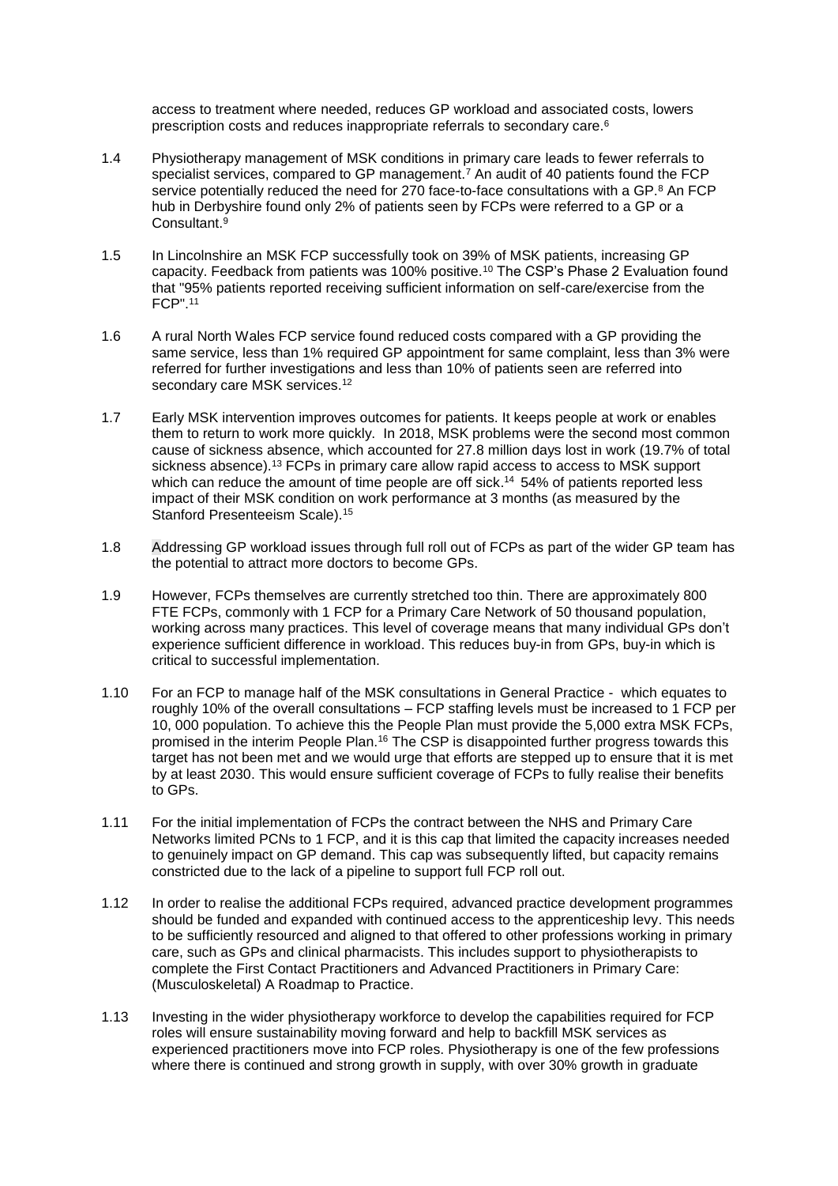access to treatment where needed, reduces GP workload and associated costs, lowers prescription costs and reduces inappropriate referrals to secondary care.[6]

1.4 Physiotherapy management of MSK conditions in primary care leads to fewer referrals to specialist services, compared to GP management.[7] An audit of 40 patients found the FCP service potentially reduced the need for 270 face-to-face consultations with a GP.[8] An FCP hub in Derbyshire found only 2% of patients seen by FCPs were referred to a GP or a Consultant.[9]

1.5 In Lincolnshire an MSK FCP successfully took on 39% of MSK patients, increasing GP capacity. Feedback from patients was 100% positive.[10] The CSP's Phase 2 Evaluation found that "95% patients reported receiving sufficient information on self-care/exercise from the FCP".[11]

1.6 A rural North Wales FCP service found reduced costs compared with a GP providing the same service, less than 1% required GP appointment for same complaint, less than 3% were referred for further investigations and less than 10% of patients seen are referred into secondary care MSK services.[12]

1.7 Early MSK intervention improves outcomes for patients. It keeps people at work or enables them to return to work more quickly. In 2018, MSK problems were the second most common cause of sickness absence, which accounted for 27.8 million days lost in work (19.7% of total sickness absence).[13] FCPs in primary care allow rapid access to access to MSK support which can reduce the amount of time people are off sick.[14] 54% of patients reported less impact of their MSK condition on work performance at 3 months (as measured by the Stanford Presenteeism Scale).[15]

1.8 Addressing GP workload issues through full roll out of FCPs as part of the wider GP team has the potential to attract more doctors to become GPs.

1.9 However, FCPs themselves are currently stretched too thin. There are approximately 800 FTE FCPs, commonly with 1 FCP for a Primary Care Network of 50 thousand population, working across many practices. This level of coverage means that many individual GPs don't experience sufficient difference in workload. This reduces buy-in from GPs, buy-in which is critical to successful implementation.

1.10 For an FCP to manage half of the MSK consultations in General Practice - which equates to roughly 10% of the overall consultations – FCP staffing levels must be increased to 1 FCP per 10, 000 population. To achieve this the People Plan must provide the 5,000 extra MSK FCPs, promised in the interim People Plan.[16] The CSP is disappointed further progress towards this target has not been met and we would urge that efforts are stepped up to ensure that it is met by at least 2030. This would ensure sufficient coverage of FCPs to fully realise their benefits to GPs.

1.11 For the initial implementation of FCPs the contract between the NHS and Primary Care Networks limited PCNs to 1 FCP, and it is this cap that limited the capacity increases needed to genuinely impact on GP demand. This cap was subsequently lifted, but capacity remains constricted due to the lack of a pipeline to support full FCP roll out.

1.12 In order to realise the additional FCPs required, advanced practice development programmes should be funded and expanded with continued access to the apprenticeship levy. This needs to be sufficiently resourced and aligned to that offered to other professions working in primary care, such as GPs and clinical pharmacists. This includes support to physiotherapists to complete the First Contact Practitioners and Advanced Practitioners in Primary Care: (Musculoskeletal) A Roadmap to Practice.

1.13 Investing in the wider physiotherapy workforce to develop the capabilities required for FCP roles will ensure sustainability moving forward and help to backfill MSK services as experienced practitioners move into FCP roles. Physiotherapy is one of the few professions where there is continued and strong growth in supply, with over 30% growth in graduate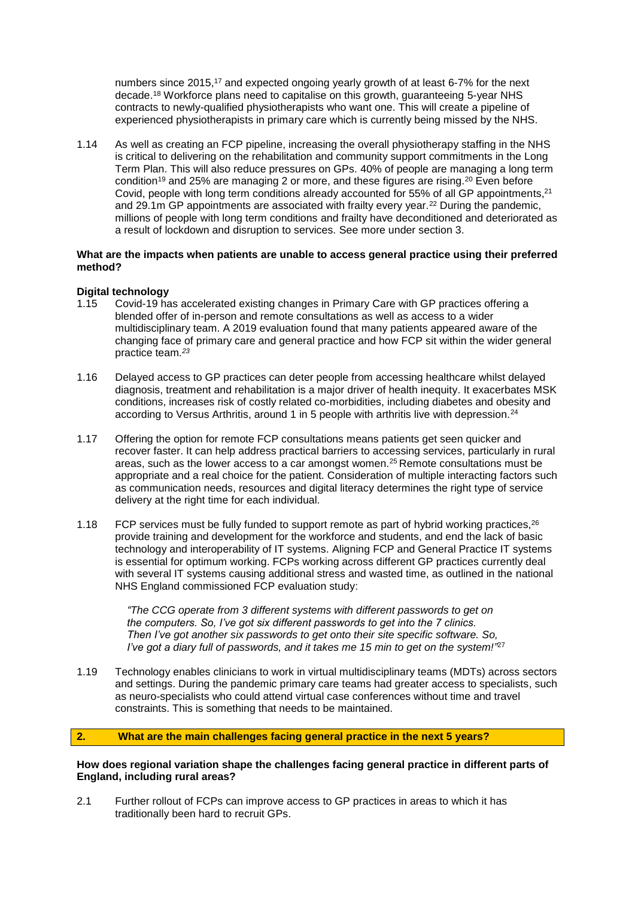numbers since 2015,[17] and expected ongoing yearly growth of at least 6-7% for the next decade.[18] Workforce plans need to capitalise on this growth, guaranteeing 5-year NHS contracts to newly-qualified physiotherapists who want one. This will create a pipeline of experienced physiotherapists in primary care which is currently being missed by the NHS.

1.14 As well as creating an FCP pipeline, increasing the overall physiotherapy staffing in the NHS is critical to delivering on the rehabilitation and community support commitments in the Long Term Plan. This will also reduce pressures on GPs. 40% of people are managing a long term condition[19] and 25% are managing 2 or more, and these figures are rising.[20] Even before Covid, people with long term conditions already accounted for 55% of all GP appointments,[21] and 29.1m GP appointments are associated with frailty every year.[22] During the pandemic, millions of people with long term conditions and frailty have deconditioned and deteriorated as a result of lockdown and disruption to services. See more under section 3.

**What are the impacts when patients are unable to access general practice using their preferred method?**

**Digital technology**

1.15 Covid-19 has accelerated existing changes in Primary Care with GP practices offering a blended offer of in-person and remote consultations as well as access to a wider multidisciplinary team. A 2019 evaluation found that many patients appeared aware of the changing face of primary care and general practice and how FCP sit within the wider general practice team.[23]

1.16 Delayed access to GP practices can deter people from accessing healthcare whilst delayed diagnosis, treatment and rehabilitation is a major driver of health inequity. It exacerbates MSK conditions, increases risk of costly related co-morbidities, including diabetes and obesity and according to Versus Arthritis, around 1 in 5 people with arthritis live with depression.[24]

1.17 Offering the option for remote FCP consultations means patients get seen quicker and recover faster. It can help address practical barriers to accessing services, particularly in rural areas, such as the lower access to a car amongst women.[25] Remote consultations must be appropriate and a real choice for the patient. Consideration of multiple interacting factors such as communication needs, resources and digital literacy determines the right type of service delivery at the right time for each individual.

1.18 FCP services must be fully funded to support remote as part of hybrid working practices,[26] provide training and development for the workforce and students, and end the lack of basic technology and interoperability of IT systems. Aligning FCP and General Practice IT systems is essential for optimum working. FCPs working across different GP practices currently deal with several IT systems causing additional stress and wasted time, as outlined in the national NHS England commissioned FCP evaluation study:

> *"The CCG operate from 3 different systems with different passwords to get on the computers. So, I've got six different passwords to get into the 7 clinics. Then I've got another six passwords to get onto their site specific software. So, I've got a diary full of passwords, and it takes me 15 min to get on the system!"*[27]

1.19 Technology enables clinicians to work in virtual multidisciplinary teams (MDTs) across sectors and settings. During the pandemic primary care teams had greater access to specialists, such as neuro-specialists who could attend virtual case conferences without time and travel constraints. This is something that needs to be maintained.

## 2. What are the main challenges facing general practice in the next 5 years?

**How does regional variation shape the challenges facing general practice in different parts of England, including rural areas?**

2.1 Further rollout of FCPs can improve access to GP practices in areas to which it has traditionally been hard to recruit GPs.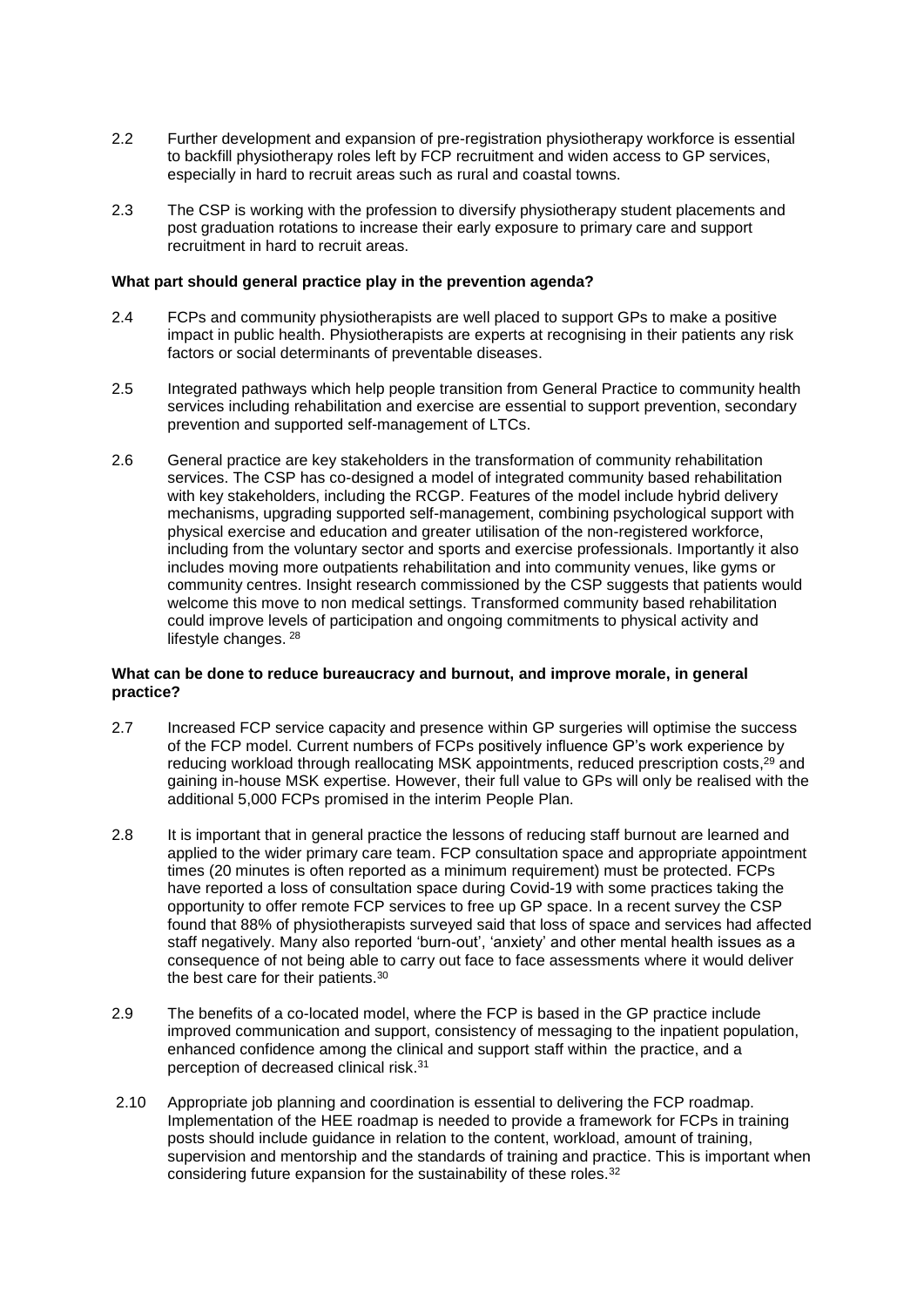2.2 Further development and expansion of pre-registration physiotherapy workforce is essential to backfill physiotherapy roles left by FCP recruitment and widen access to GP services, especially in hard to recruit areas such as rural and coastal towns.

2.3 The CSP is working with the profession to diversify physiotherapy student placements and post graduation rotations to increase their early exposure to primary care and support recruitment in hard to recruit areas.

**What part should general practice play in the prevention agenda?**

2.4 FCPs and community physiotherapists are well placed to support GPs to make a positive impact in public health. Physiotherapists are experts at recognising in their patients any risk factors or social determinants of preventable diseases.

2.5 Integrated pathways which help people transition from General Practice to community health services including rehabilitation and exercise are essential to support prevention, secondary prevention and supported self-management of LTCs.

2.6 General practice are key stakeholders in the transformation of community rehabilitation services. The CSP has co-designed a model of integrated community based rehabilitation with key stakeholders, including the RCGP. Features of the model include hybrid delivery mechanisms, upgrading supported self-management, combining psychological support with physical exercise and education and greater utilisation of the non-registered workforce, including from the voluntary sector and sports and exercise professionals. Importantly it also includes moving more outpatients rehabilitation and into community venues, like gyms or community centres. Insight research commissioned by the CSP suggests that patients would welcome this move to non medical settings. Transformed community based rehabilitation could improve levels of participation and ongoing commitments to physical activity and lifestyle changes. [28]

**What can be done to reduce bureaucracy and burnout, and improve morale, in general practice?**

2.7 Increased FCP service capacity and presence within GP surgeries will optimise the success of the FCP model. Current numbers of FCPs positively influence GP's work experience by reducing workload through reallocating MSK appointments, reduced prescription costs,[29] and gaining in-house MSK expertise. However, their full value to GPs will only be realised with the additional 5,000 FCPs promised in the interim People Plan.

2.8 It is important that in general practice the lessons of reducing staff burnout are learned and applied to the wider primary care team. FCP consultation space and appropriate appointment times (20 minutes is often reported as a minimum requirement) must be protected. FCPs have reported a loss of consultation space during Covid-19 with some practices taking the opportunity to offer remote FCP services to free up GP space. In a recent survey the CSP found that 88% of physiotherapists surveyed said that loss of space and services had affected staff negatively. Many also reported 'burn-out', 'anxiety' and other mental health issues as a consequence of not being able to carry out face to face assessments where it would deliver the best care for their patients.[30]

2.9 The benefits of a co-located model, where the FCP is based in the GP practice include improved communication and support, consistency of messaging to the inpatient population, enhanced confidence among the clinical and support staff within the practice, and a perception of decreased clinical risk.[31]

2.10 Appropriate job planning and coordination is essential to delivering the FCP roadmap. Implementation of the HEE roadmap is needed to provide a framework for FCPs in training posts should include guidance in relation to the content, workload, amount of training, supervision and mentorship and the standards of training and practice. This is important when considering future expansion for the sustainability of these roles.[32]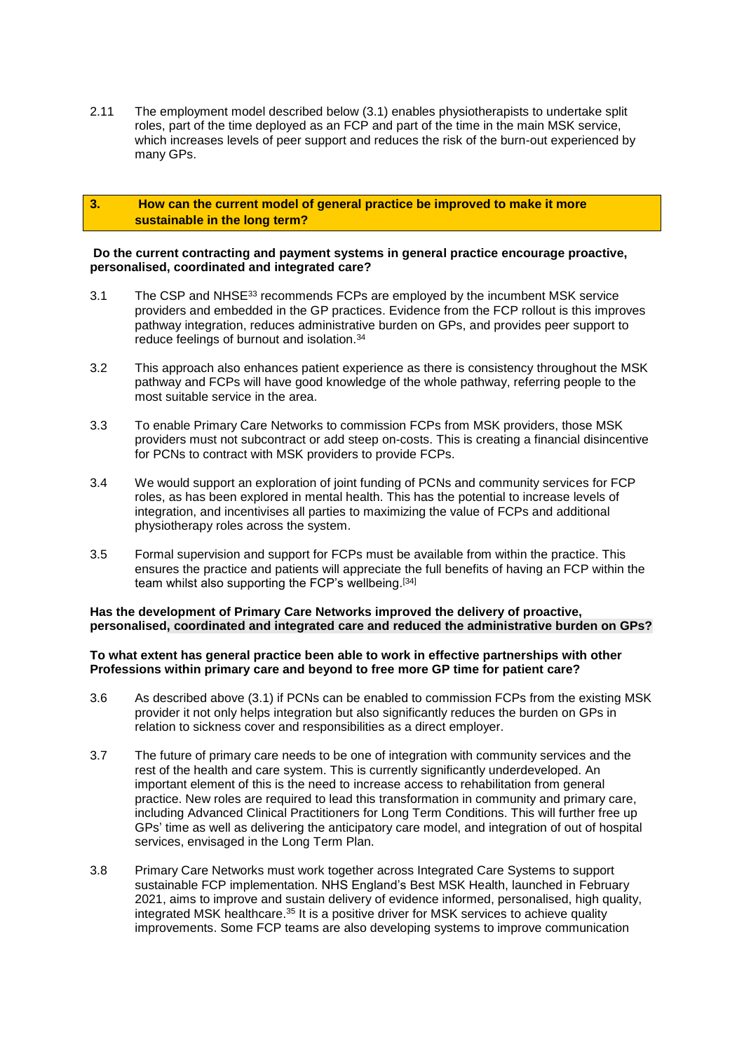2.11 The employment model described below (3.1) enables physiotherapists to undertake split roles, part of the time deployed as an FCP and part of the time in the main MSK service, which increases levels of peer support and reduces the risk of the burn-out experienced by many GPs.

## 3. How can the current model of general practice be improved to make it more sustainable in the long term?

**Do the current contracting and payment systems in general practice encourage proactive, personalised, coordinated and integrated care?**

3.1 The CSP and NHSE[33] recommends FCPs are employed by the incumbent MSK service providers and embedded in the GP practices. Evidence from the FCP rollout is this improves pathway integration, reduces administrative burden on GPs, and provides peer support to reduce feelings of burnout and isolation.[34]

3.2 This approach also enhances patient experience as there is consistency throughout the MSK pathway and FCPs will have good knowledge of the whole pathway, referring people to the most suitable service in the area.

3.3 To enable Primary Care Networks to commission FCPs from MSK providers, those MSK providers must not subcontract or add steep on-costs. This is creating a financial disincentive for PCNs to contract with MSK providers to provide FCPs.

3.4 We would support an exploration of joint funding of PCNs and community services for FCP roles, as has been explored in mental health. This has the potential to increase levels of integration, and incentivises all parties to maximizing the value of FCPs and additional physiotherapy roles across the system.

3.5 Formal supervision and support for FCPs must be available from within the practice. This ensures the practice and patients will appreciate the full benefits of having an FCP within the team whilst also supporting the FCP's wellbeing.[34]

**Has the development of Primary Care Networks improved the delivery of proactive, personalised, coordinated and integrated care and reduced the administrative burden on GPs?**

**To what extent has general practice been able to work in effective partnerships with other Professions within primary care and beyond to free more GP time for patient care?**

3.6 As described above (3.1) if PCNs can be enabled to commission FCPs from the existing MSK provider it not only helps integration but also significantly reduces the burden on GPs in relation to sickness cover and responsibilities as a direct employer.

3.7 The future of primary care needs to be one of integration with community services and the rest of the health and care system. This is currently significantly underdeveloped. An important element of this is the need to increase access to rehabilitation from general practice. New roles are required to lead this transformation in community and primary care, including Advanced Clinical Practitioners for Long Term Conditions. This will further free up GPs' time as well as delivering the anticipatory care model, and integration of out of hospital services, envisaged in the Long Term Plan.

3.8 Primary Care Networks must work together across Integrated Care Systems to support sustainable FCP implementation. NHS England's Best MSK Health, launched in February 2021, aims to improve and sustain delivery of evidence informed, personalised, high quality, integrated MSK healthcare.[35] It is a positive driver for MSK services to achieve quality improvements. Some FCP teams are also developing systems to improve communication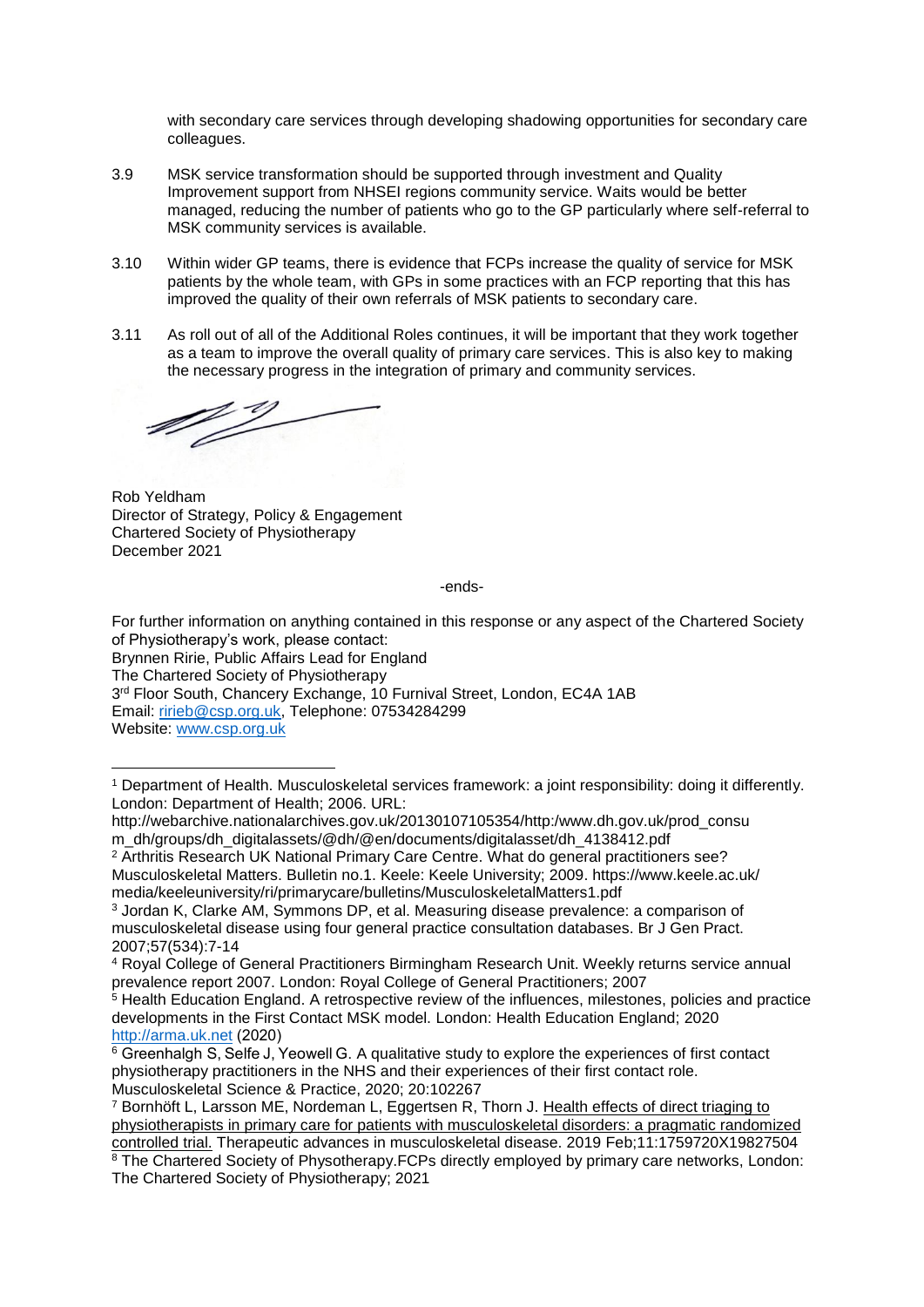with secondary care services through developing shadowing opportunities for secondary care colleagues.

3.9 MSK service transformation should be supported through investment and Quality Improvement support from NHSEI regions community service. Waits would be better managed, reducing the number of patients who go to the GP particularly where self-referral to MSK community services is available.

3.10 Within wider GP teams, there is evidence that FCPs increase the quality of service for MSK patients by the whole team, with GPs in some practices with an FCP reporting that this has improved the quality of their own referrals of MSK patients to secondary care.

3.11 As roll out of all of the Additional Roles continues, it will be important that they work together as a team to improve the overall quality of primary care services. This is also key to making the necessary progress in the integration of primary and community services.

Rob Yeldham
Director of Strategy, Policy & Engagement
Chartered Society of Physiotherapy
December 2021

-ends-

For further information on anything contained in this response or any aspect of the Chartered Society of Physiotherapy's work, please contact:
Brynnen Ririe, Public Affairs Lead for England
The Chartered Society of Physiotherapy
3rd Floor South, Chancery Exchange, 10 Furnival Street, London, EC4A 1AB
Email: [ririeb@csp.org.uk](mailto:ririeb@csp.org.uk), Telephone: 07534284299
Website: [www.csp.org.uk](http://www.csp.org.uk)

---

[1] Department of Health. Musculoskeletal services framework: a joint responsibility: doing it differently. London: Department of Health; 2006. URL: http://webarchive.nationalarchives.gov.uk/20130107105354/http:/www.dh.gov.uk/prod_consum_dh/groups/dh_digitalassets/@dh/@en/documents/digitalasset/dh_4138412.pdf

[2] Arthritis Research UK National Primary Care Centre. What do general practitioners see? Musculoskeletal Matters. Bulletin no.1. Keele: Keele University; 2009. https://www.keele.ac.uk/media/keeleuniversity/ri/primarycare/bulletins/MusculoskeletalMatters1.pdf

[3] Jordan K, Clarke AM, Symmons DP, et al. Measuring disease prevalence: a comparison of musculoskeletal disease using four general practice consultation databases. Br J Gen Pract. 2007;57(534):7-14

[4] Royal College of General Practitioners Birmingham Research Unit. Weekly returns service annual prevalence report 2007. London: Royal College of General Practitioners; 2007

[5] Health Education England. A retrospective review of the influences, milestones, policies and practice developments in the First Contact MSK model. London: Health Education England; 2020 [http://arma.uk.net](http://arma.uk.net) (2020)

[6] Greenhalgh S, Selfe J, Yeowell G. A qualitative study to explore the experiences of first contact physiotherapy practitioners in the NHS and their experiences of their first contact role. Musculoskeletal Science & Practice, 2020; 20:102267

[7] Bornhöft L, Larsson ME, Nordeman L, Eggertsen R, Thorn J. Health effects of direct triaging to physiotherapists in primary care for patients with musculoskeletal disorders: a pragmatic randomized controlled trial. Therapeutic advances in musculoskeletal disease. 2019 Feb;11:1759720X19827504

[8] The Chartered Society of Physotherapy.FCPs directly employed by primary care networks, London: The Chartered Society of Physiotherapy; 2021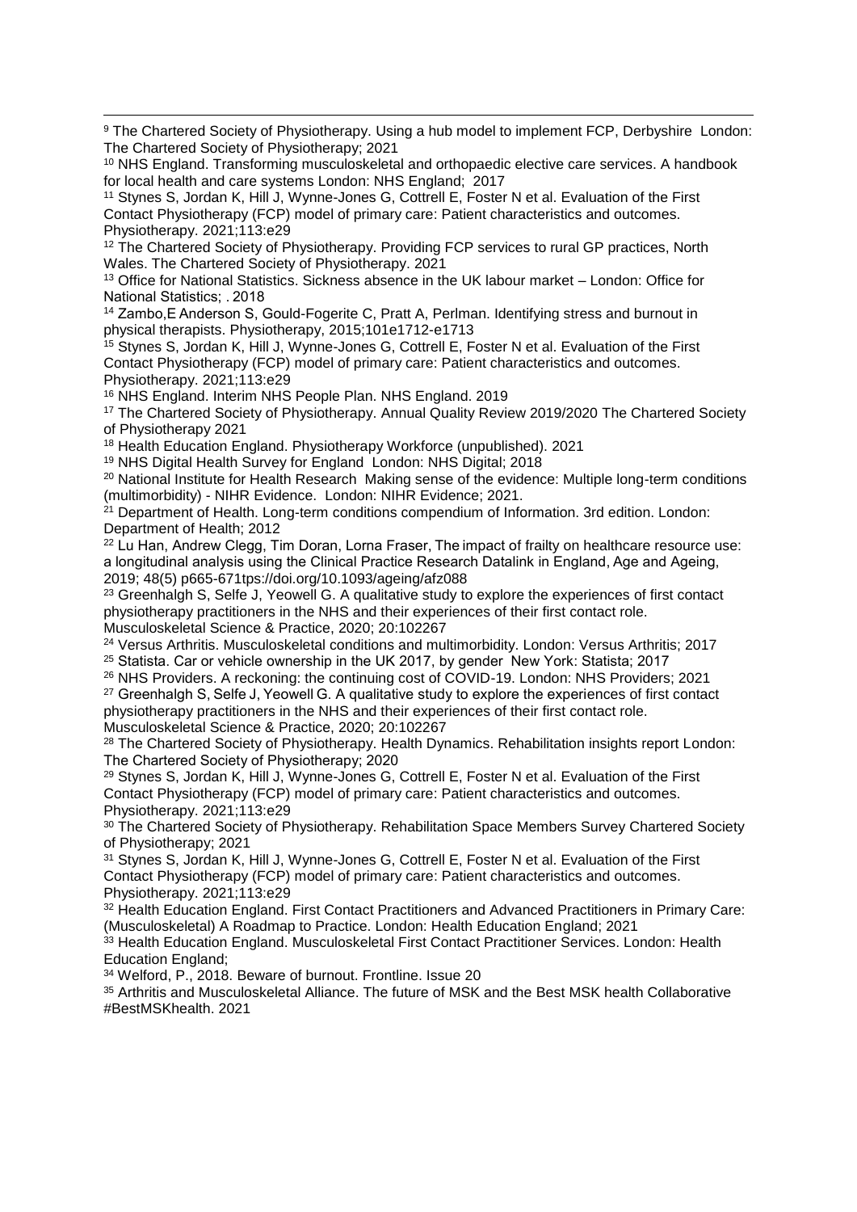[9] The Chartered Society of Physiotherapy. Using a hub model to implement FCP, Derbyshire London: The Chartered Society of Physiotherapy; 2021

[10] NHS England. Transforming musculoskeletal and orthopaedic elective care services. A handbook for local health and care systems London: NHS England; 2017

[11] Stynes S, Jordan K, Hill J, Wynne-Jones G, Cottrell E, Foster N et al. Evaluation of the First Contact Physiotherapy (FCP) model of primary care: Patient characteristics and outcomes. Physiotherapy. 2021;113:e29

[12] The Chartered Society of Physiotherapy. Providing FCP services to rural GP practices, North Wales. The Chartered Society of Physiotherapy. 2021

[13] Office for National Statistics. Sickness absence in the UK labour market – London: Office for National Statistics; . 2018

[14] Zambo,E Anderson S, Gould-Fogerite C, Pratt A, Perlman. Identifying stress and burnout in physical therapists. Physiotherapy, 2015;101e1712-e1713

[15] Stynes S, Jordan K, Hill J, Wynne-Jones G, Cottrell E, Foster N et al. Evaluation of the First Contact Physiotherapy (FCP) model of primary care: Patient characteristics and outcomes. Physiotherapy. 2021;113:e29

[16] NHS England. Interim NHS People Plan. NHS England. 2019

[17] The Chartered Society of Physiotherapy. Annual Quality Review 2019/2020 The Chartered Society of Physiotherapy 2021

[18] Health Education England. Physiotherapy Workforce (unpublished). 2021

[19] NHS Digital Health Survey for England London: NHS Digital; 2018

[20] National Institute for Health Research Making sense of the evidence: Multiple long-term conditions (multimorbidity) - NIHR Evidence. London: NIHR Evidence; 2021.

[21] Department of Health. Long-term conditions compendium of Information. 3rd edition. London: Department of Health; 2012

[22] Lu Han, Andrew Clegg, Tim Doran, Lorna Fraser, The impact of frailty on healthcare resource use: a longitudinal analysis using the Clinical Practice Research Datalink in England, Age and Ageing, 2019; 48(5) p665-671tps://doi.org/10.1093/ageing/afz088

[23] Greenhalgh S, Selfe J, Yeowell G. A qualitative study to explore the experiences of first contact physiotherapy practitioners in the NHS and their experiences of their first contact role. Musculoskeletal Science & Practice, 2020; 20:102267

[24] Versus Arthritis. Musculoskeletal conditions and multimorbidity. London: Versus Arthritis; 2017

[25] Statista. Car or vehicle ownership in the UK 2017, by gender New York: Statista; 2017

[26] NHS Providers. A reckoning: the continuing cost of COVID-19. London: NHS Providers; 2021

[27] Greenhalgh S, Selfe J, Yeowell G. A qualitative study to explore the experiences of first contact physiotherapy practitioners in the NHS and their experiences of their first contact role. Musculoskeletal Science & Practice, 2020; 20:102267

[28] The Chartered Society of Physiotherapy. Health Dynamics. Rehabilitation insights report London: The Chartered Society of Physiotherapy; 2020

[29] Stynes S, Jordan K, Hill J, Wynne-Jones G, Cottrell E, Foster N et al. Evaluation of the First Contact Physiotherapy (FCP) model of primary care: Patient characteristics and outcomes. Physiotherapy. 2021;113:e29

[30] The Chartered Society of Physiotherapy. Rehabilitation Space Members Survey Chartered Society of Physiotherapy; 2021

[31] Stynes S, Jordan K, Hill J, Wynne-Jones G, Cottrell E, Foster N et al. Evaluation of the First Contact Physiotherapy (FCP) model of primary care: Patient characteristics and outcomes. Physiotherapy. 2021;113:e29

[32] Health Education England. First Contact Practitioners and Advanced Practitioners in Primary Care: (Musculoskeletal) A Roadmap to Practice. London: Health Education England; 2021

[33] Health Education England. Musculoskeletal First Contact Practitioner Services. London: Health Education England;

[34] Welford, P., 2018. Beware of burnout. Frontline. Issue 20

[35] Arthritis and Musculoskeletal Alliance. The future of MSK and the Best MSK health Collaborative #BestMSKhealth. 2021